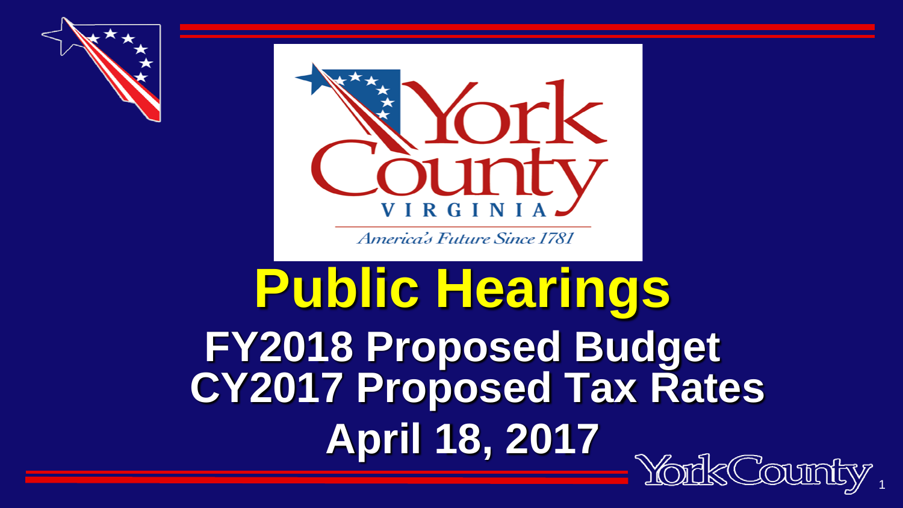# Public Hearings

## FY2018 Proposed Budget
## CY2017 Proposed Tax Rates

## April 18, 2017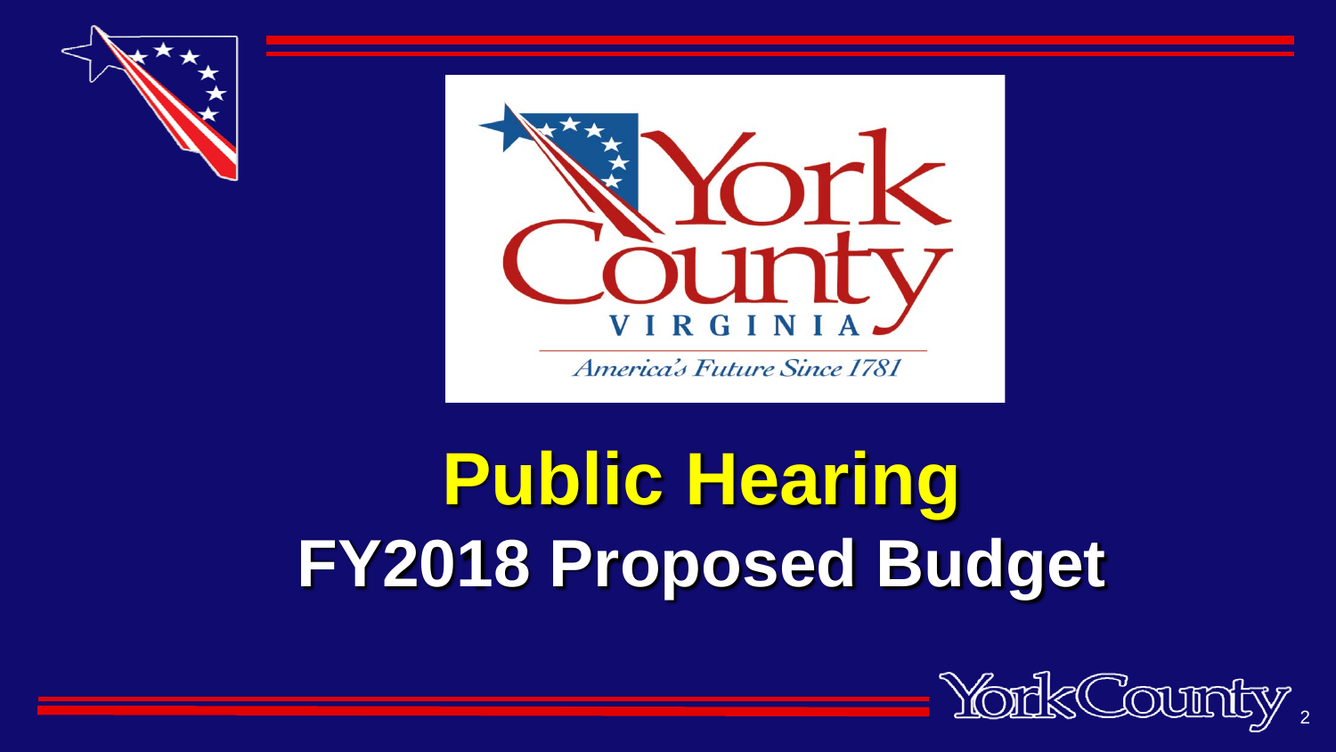# Public Hearing

## FY2018 Proposed Budget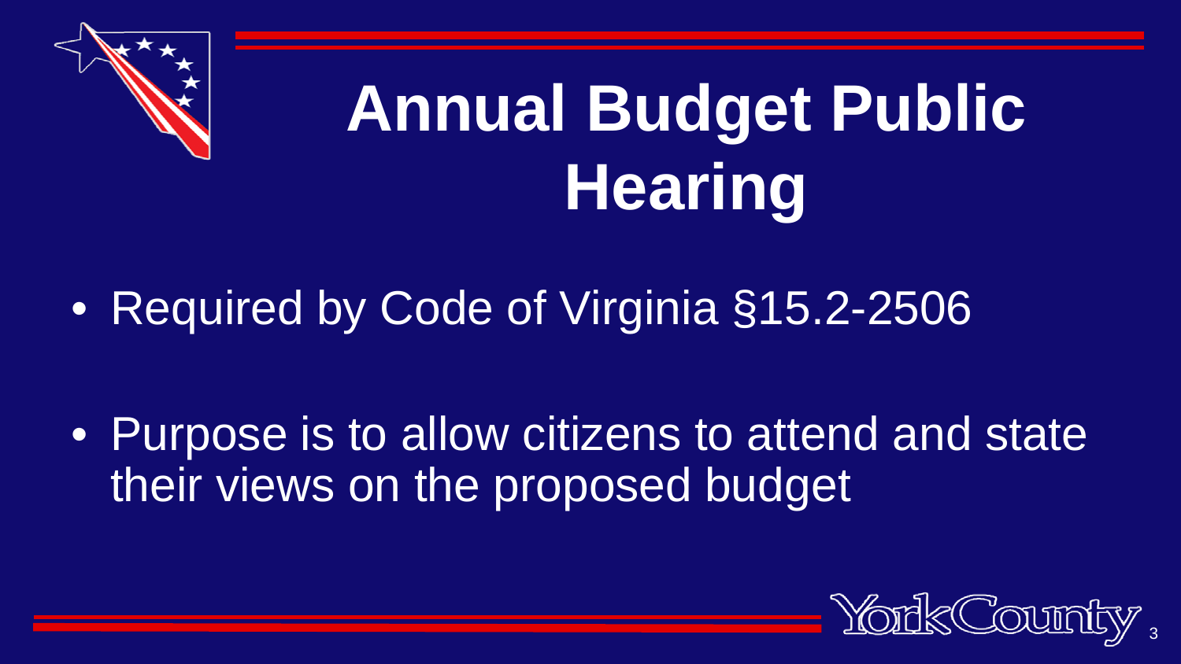# Annual Budget Public Hearing

- Required by Code of Virginia §15.2-2506
- Purpose is to allow citizens to attend and state their views on the proposed budget

York County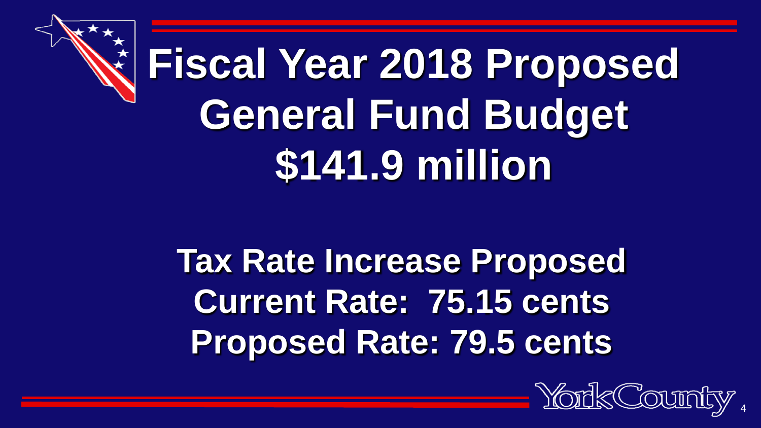# Fiscal Year 2018 Proposed General Fund Budget $141.9 million

**Tax Rate Increase Proposed**

**Current Rate: 75.15 cents**

**Proposed Rate: 79.5 cents**

York County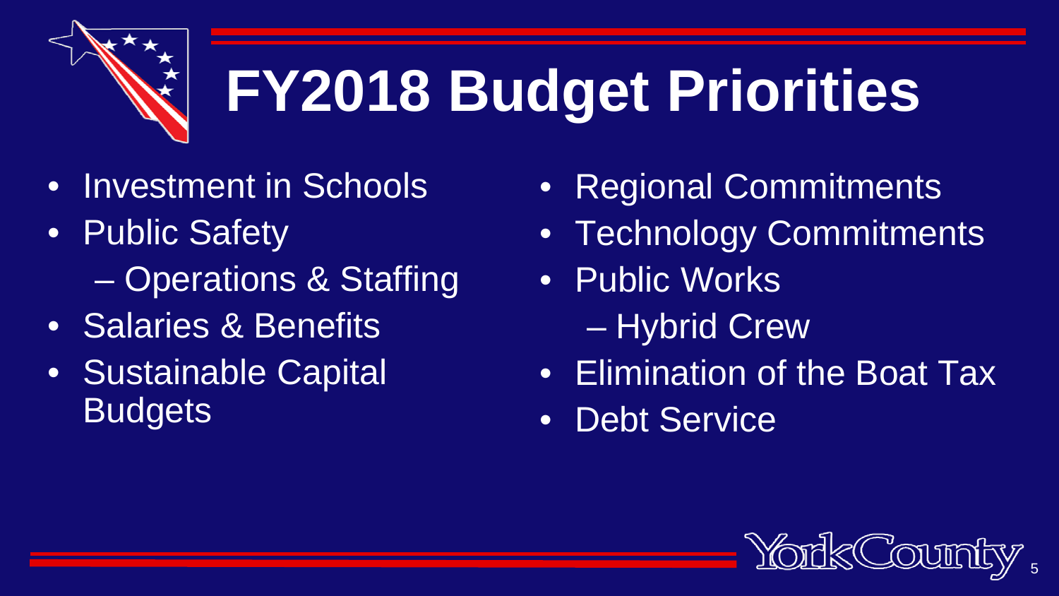# FY2018 Budget Priorities

- Investment in Schools
- Public Safety
  - Operations & Staffing
- Salaries & Benefits
- Sustainable Capital Budgets
- Regional Commitments
- Technology Commitments
- Public Works
  - Hybrid Crew
- Elimination of the Boat Tax
- Debt Service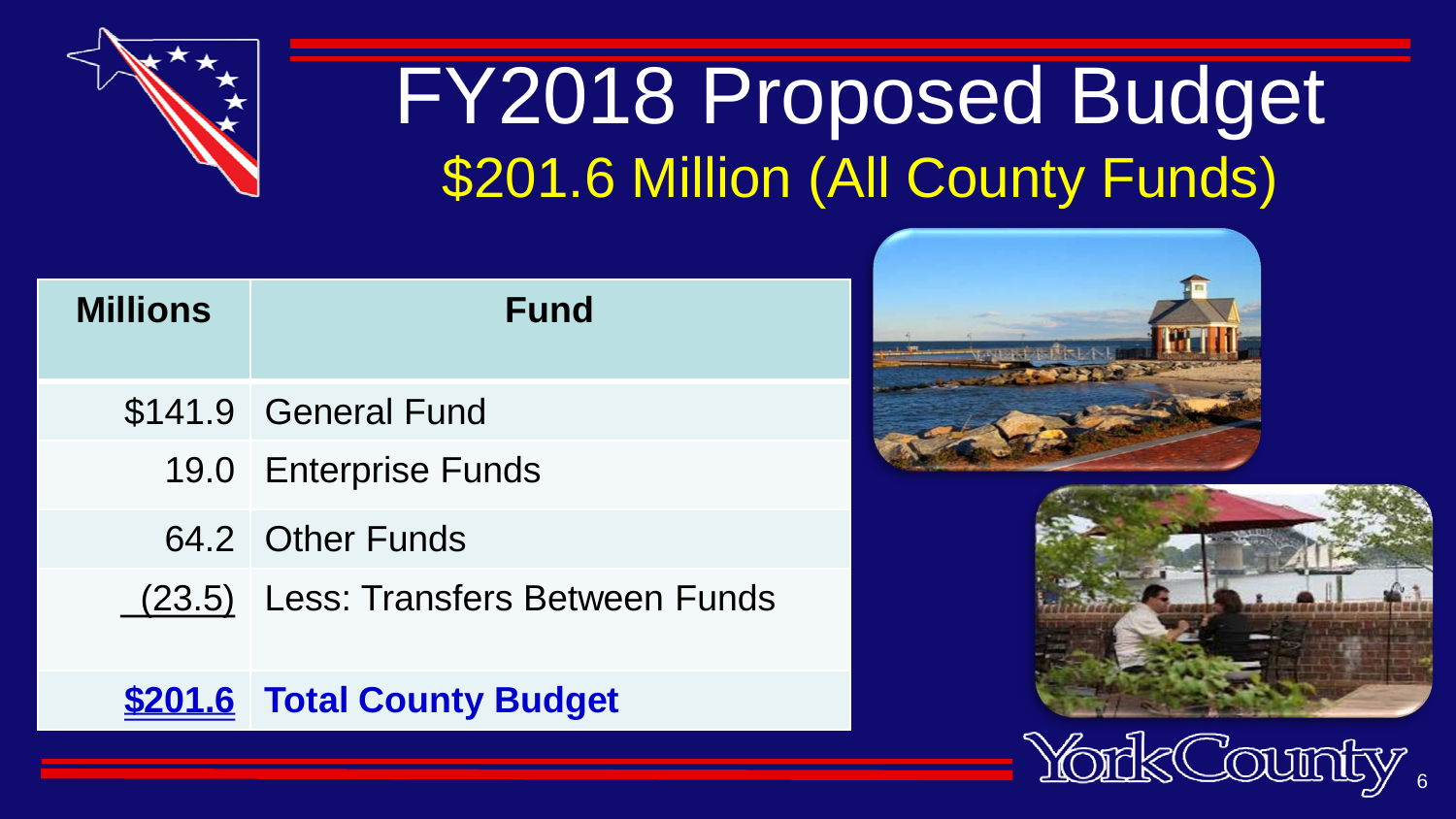# FY2018 Proposed Budget

## $201.6 Million (All County Funds)

| Millions | Fund |
| --- | --- |
| $141.9 | General Fund |
| 19.0 | Enterprise Funds |
| 64.2 | Other Funds |
| (23.5) | Less: Transfers Between Funds |
| **$201.6** | **Total County Budget** |

York County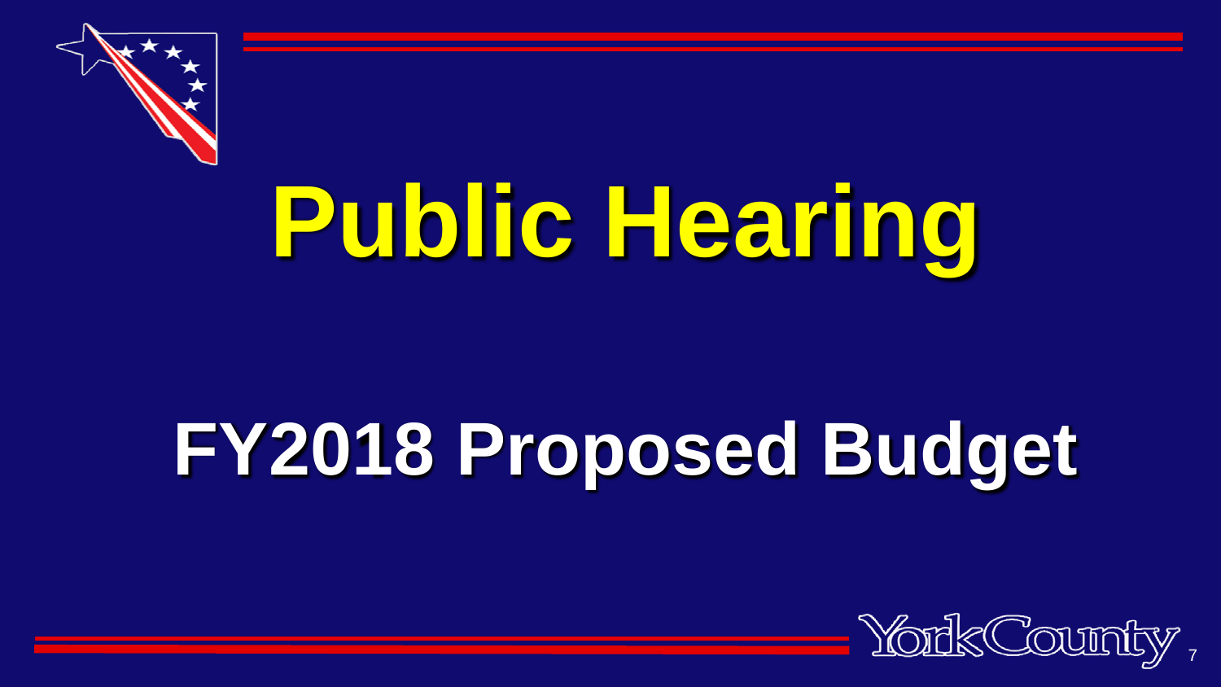# Public Hearing

## FY2018 Proposed Budget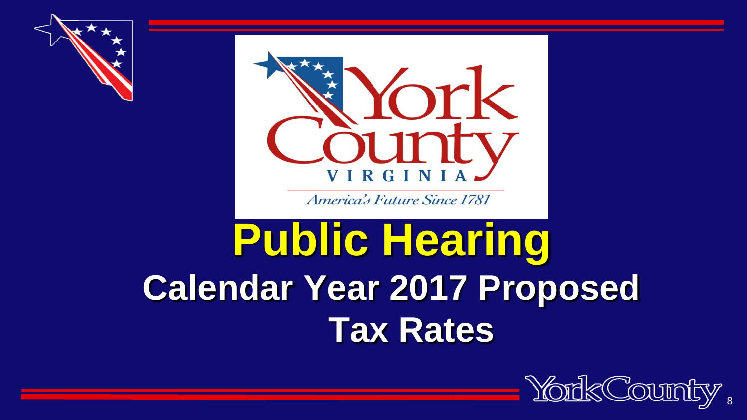# Public Hearing

## Calendar Year 2017 Proposed Tax Rates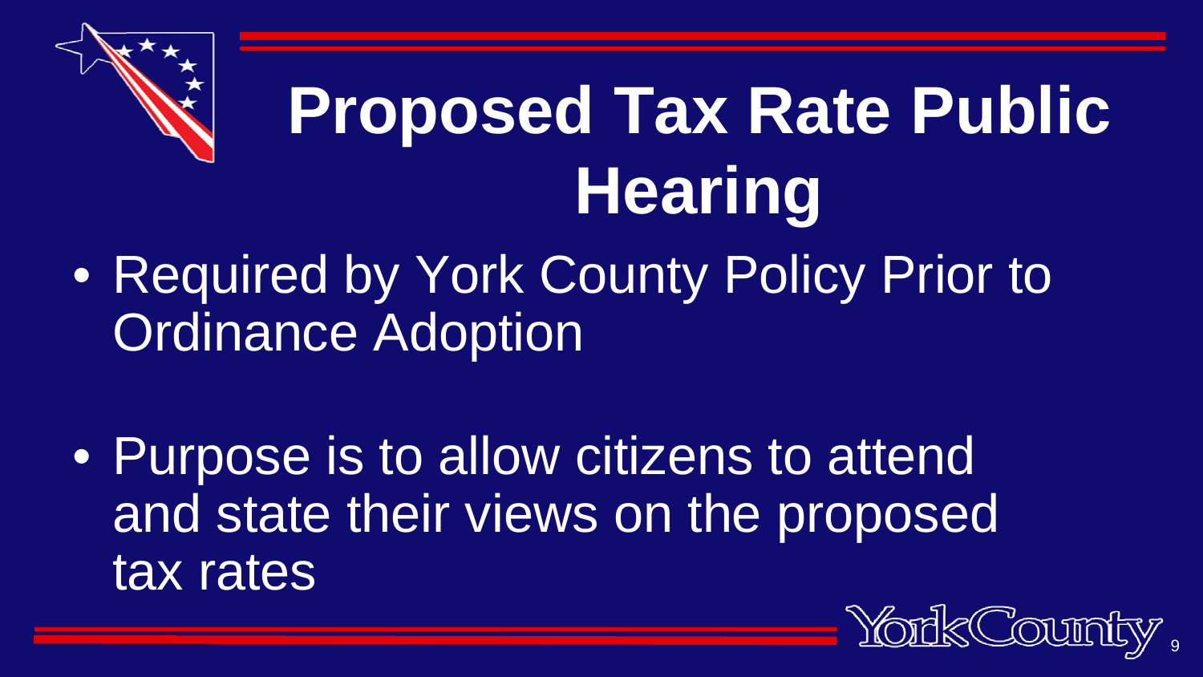# Proposed Tax Rate Public Hearing

- Required by York County Policy Prior to Ordinance Adoption

- Purpose is to allow citizens to attend and state their views on the proposed tax rates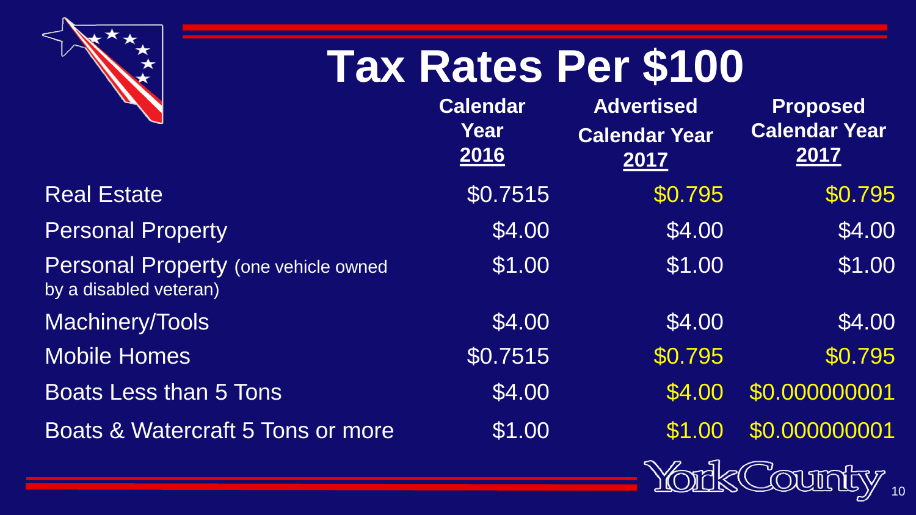# Tax Rates Per $100

| | Calendar Year 2016 | Advertised Calendar Year 2017 | Proposed Calendar Year 2017 |
|---|---|---|---|
| Real Estate | $0.7515 | $0.795 | $0.795 |
| Personal Property | $4.00 | $4.00 | $4.00 |
| Personal Property (one vehicle owned by a disabled veteran) | $1.00 | $1.00 | $1.00 |
| Machinery/Tools | $4.00 | $4.00 | $4.00 |
| Mobile Homes | $0.7515 | $0.795 | $0.795 |
| Boats Less than 5 Tons | $4.00 | $4.00 | $0.000000001 |
| Boats & Watercraft 5 Tons or more | $1.00 | $1.00 | $0.000000001 |

York County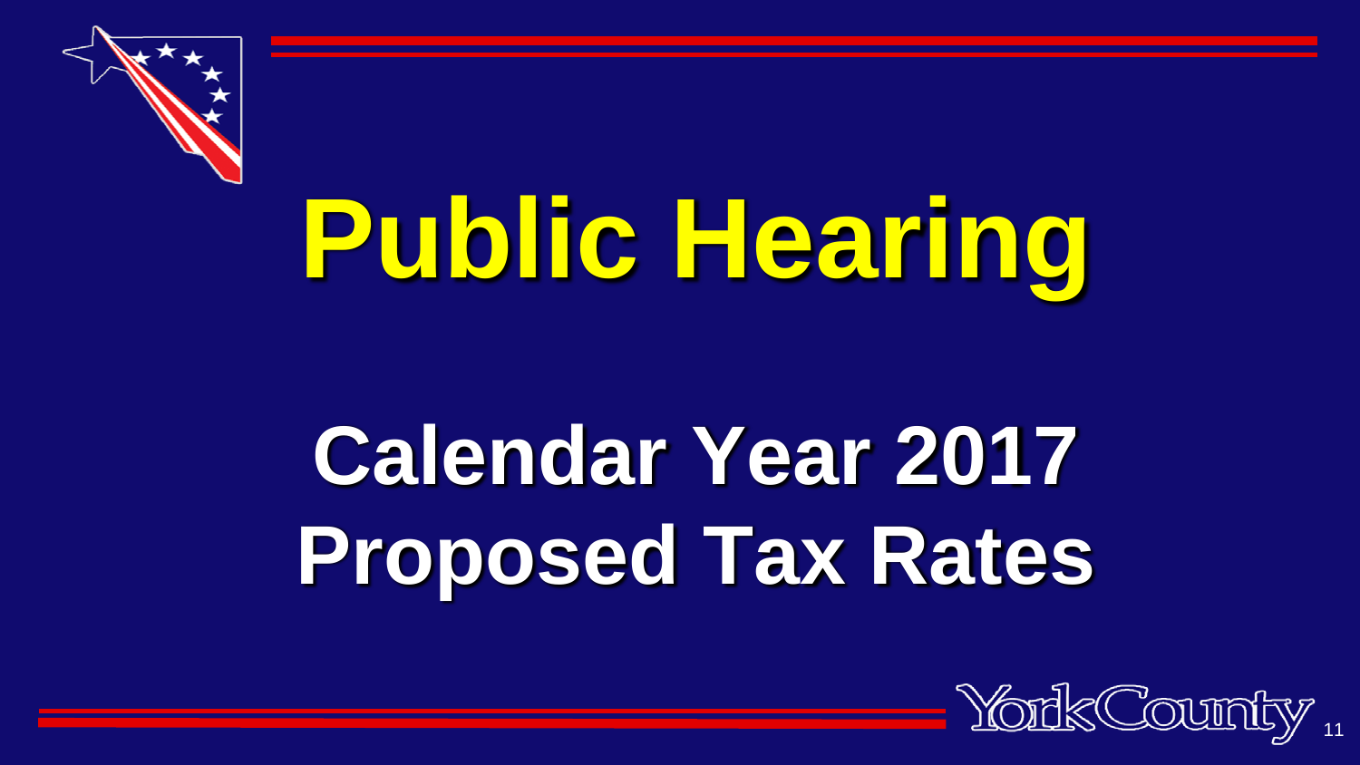# Public Hearing

## Calendar Year 2017 Proposed Tax Rates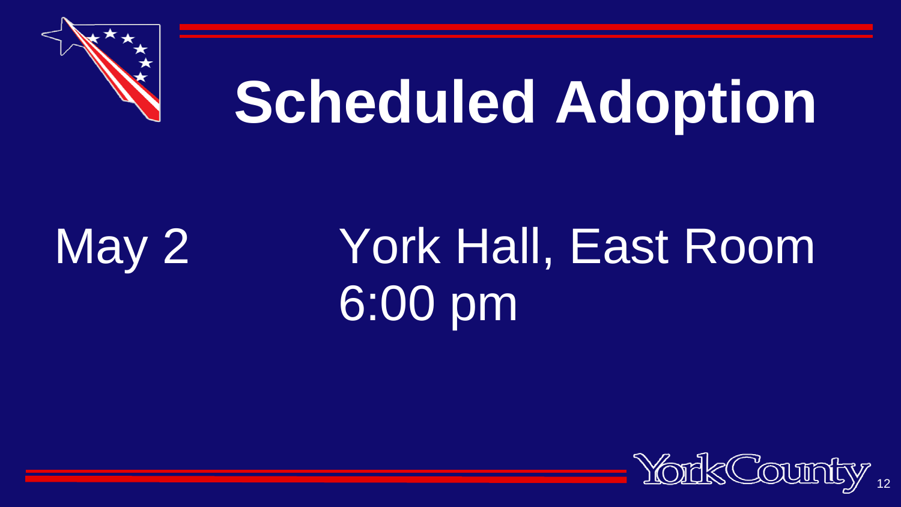# Scheduled Adoption

May 2 York Hall, East Room
6:00 pm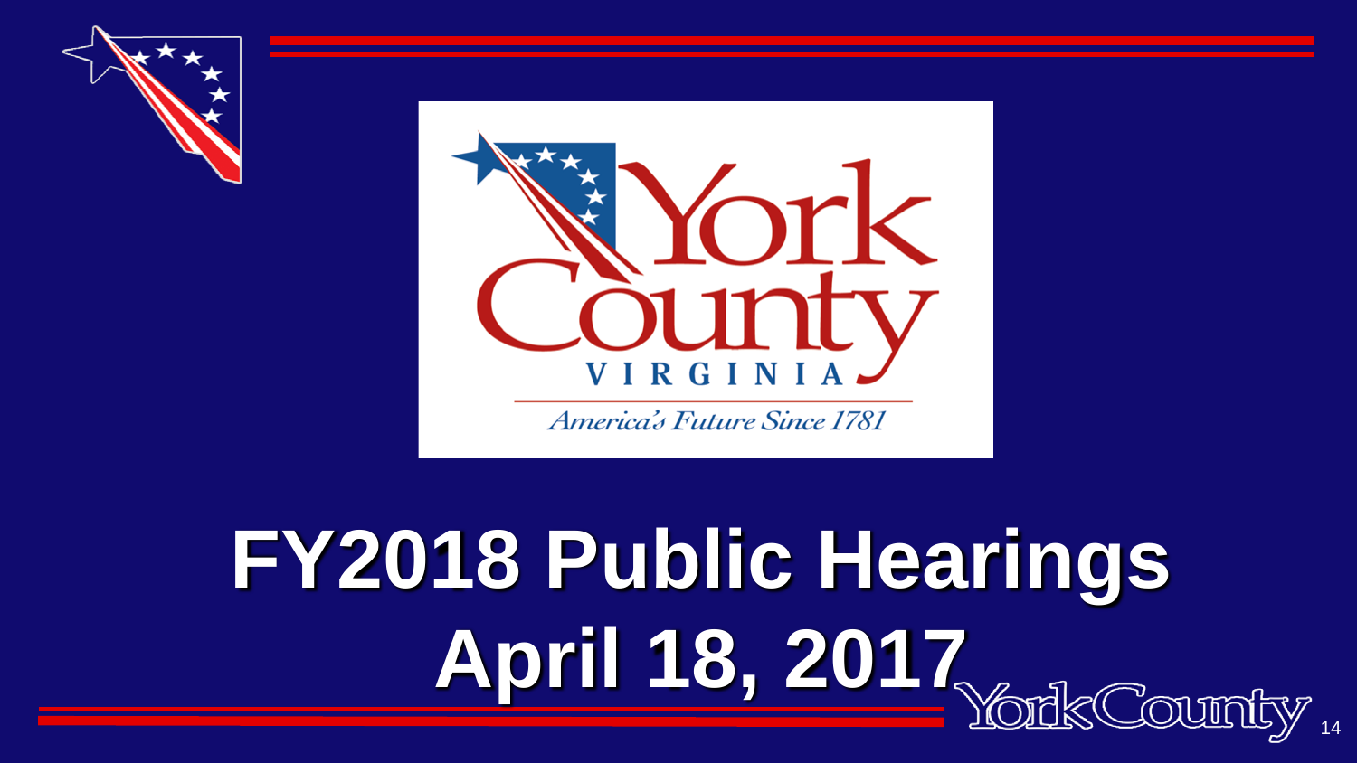# FY2018 Public Hearings

## April 18, 2017